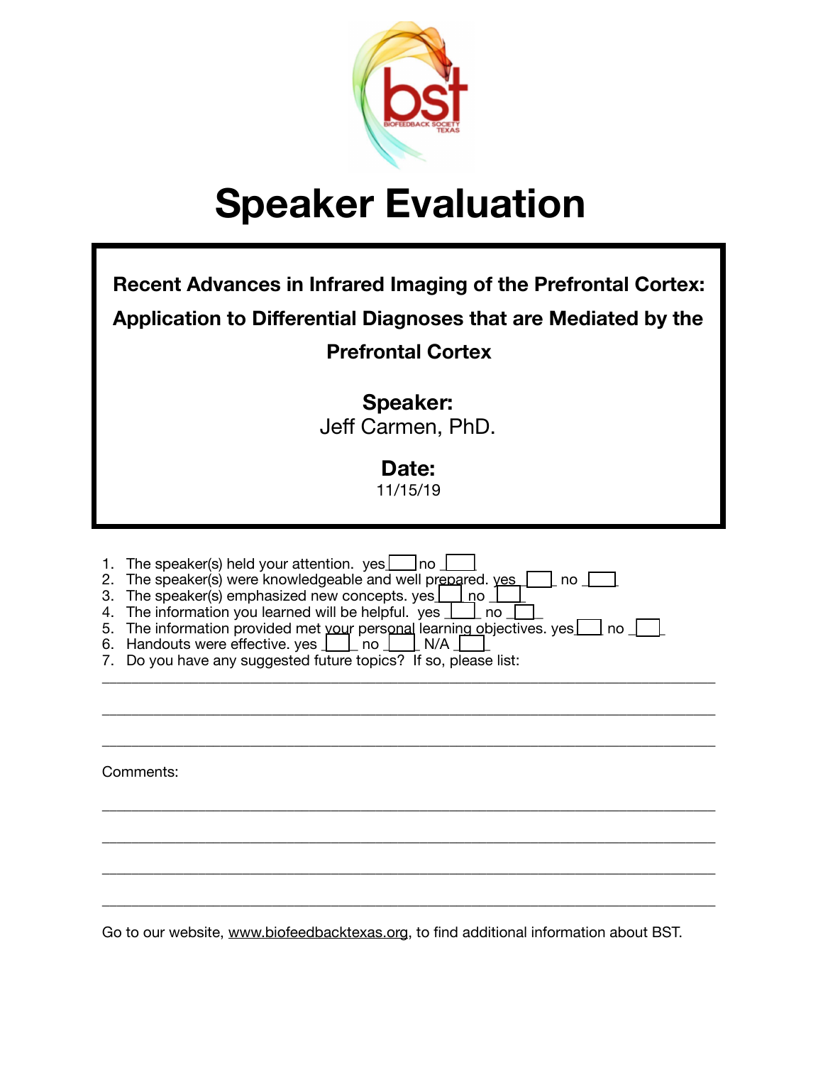# Speaker Evaluation

**Recent Advances in Infrared Imaging of the Prefrontal Cortex: Application to Differential Diagnoses that are Mediated by the Prefrontal Cortex**

**Speaker:**
Jeff Carmen, PhD.

**Date:**
11/15/19

1. The speaker(s) held your attention. yes ___ no ___
2. The speaker(s) were knowledgeable and well prepared. yes ___ no ___
3. The speaker(s) emphasized new concepts. yes ___ no ___
4. The information you learned will be helpful. yes ___ no ___
5. The information provided met your personal learning objectives. yes ___ no ___
6. Handouts were effective. yes ___ no ___ N/A ___
7. Do you have any suggested future topics? If so, please list:

___

___

___

Comments:

___

___

___

___

Go to our website, www.biofeedbacktexas.org, to find additional information about BST.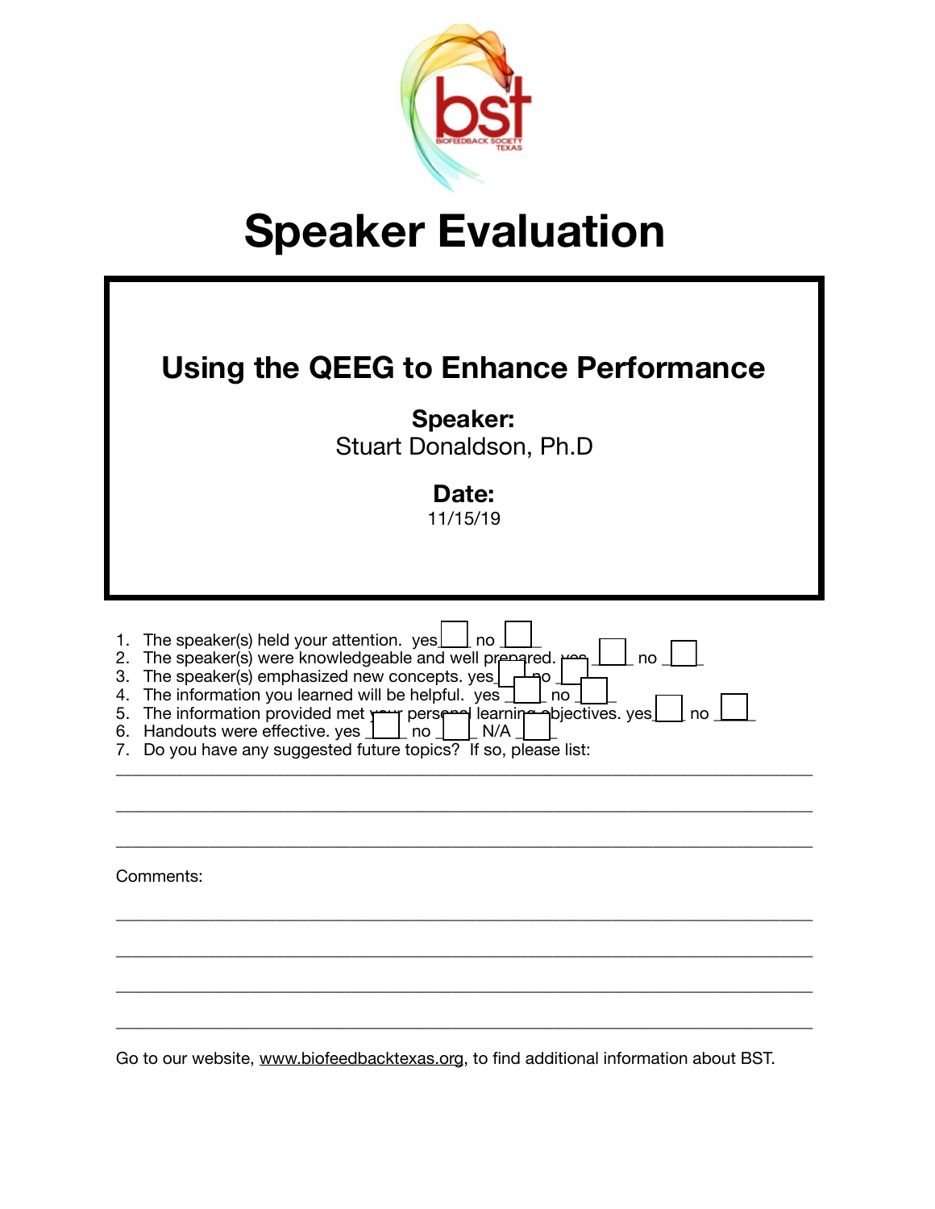# Speaker Evaluation

## Using the QEEG to Enhance Performance

**Speaker:**
Stuart Donaldson, Ph.D

**Date:**
11/15/19

1. The speaker(s) held your attention. yes ☐ no ☐
2. The speaker(s) were knowledgeable and well prepared. yes ☐ no ☐
3. The speaker(s) emphasized new concepts. yes ☐ no ☐
4. The information you learned will be helpful. yes ☐ no ☐
5. The information provided met your personal learning objectives. yes ☐ no ☐
6. Handouts were effective. yes ☐ no ☐ N/A ☐
7. Do you have any suggested future topics? If so, please list:

______________________________________________________________________

______________________________________________________________________

______________________________________________________________________

Comments:

______________________________________________________________________

______________________________________________________________________

______________________________________________________________________

______________________________________________________________________

Go to our website, www.biofeedbacktexas.org, to find additional information about BST.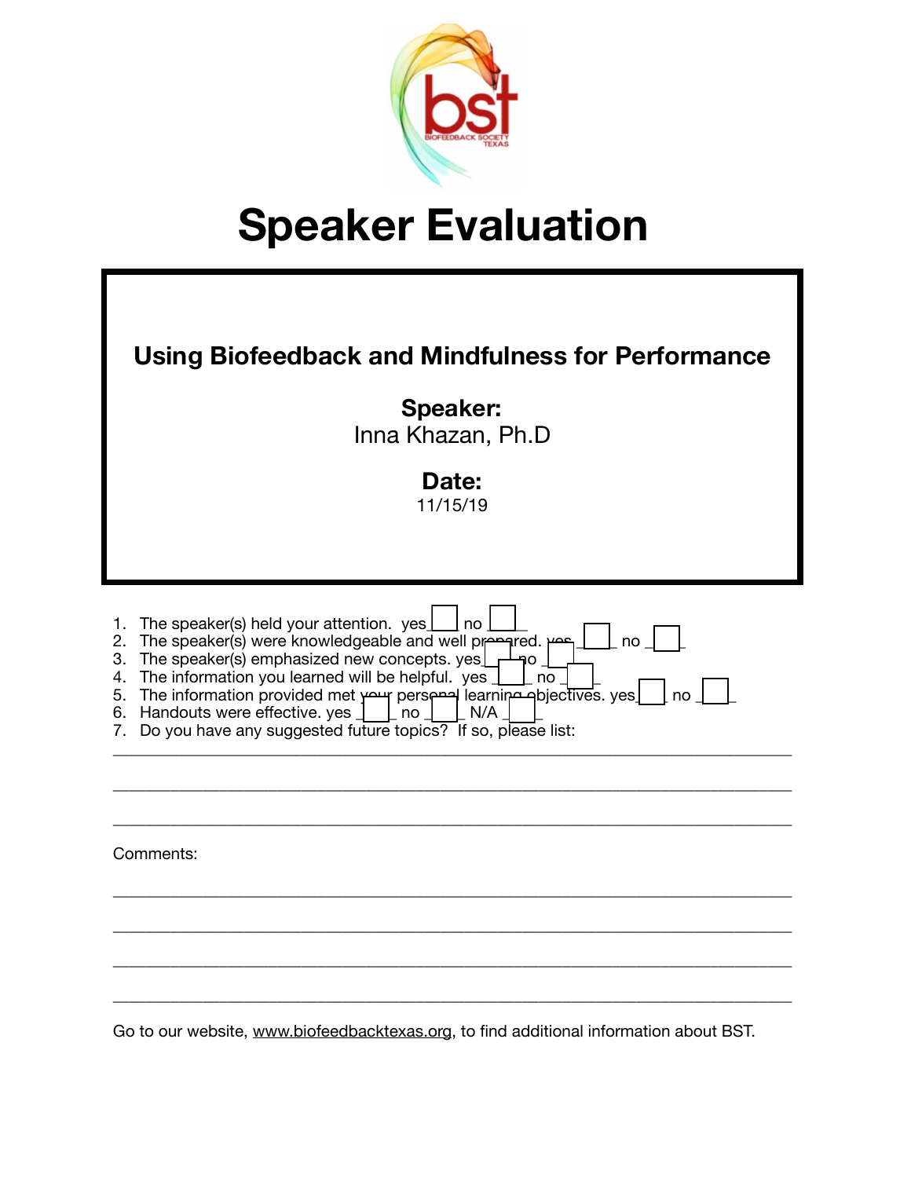# Speaker Evaluation

**Using Biofeedback and Mindfulness for Performance**

**Speaker:**
Inna Khazan, Ph.D

**Date:**
11/15/19

1. The speaker(s) held your attention. yes ___ no ___
2. The speaker(s) were knowledgeable and well prepared. yes ___ no ___
3. The speaker(s) emphasized new concepts. yes ___ no ___
4. The information you learned will be helpful. yes ___ no ___
5. The information provided met your personal learning objectives. yes ___ no ___
6. Handouts were effective. yes ___ no ___ N/A ___
7. Do you have any suggested future topics? If so, please list:

_______________________________________________________________________________

_______________________________________________________________________________

_______________________________________________________________________________

Comments:

_______________________________________________________________________________

_______________________________________________________________________________

_______________________________________________________________________________

_______________________________________________________________________________

Go to our website, www.biofeedbacktexas.org, to find additional information about BST.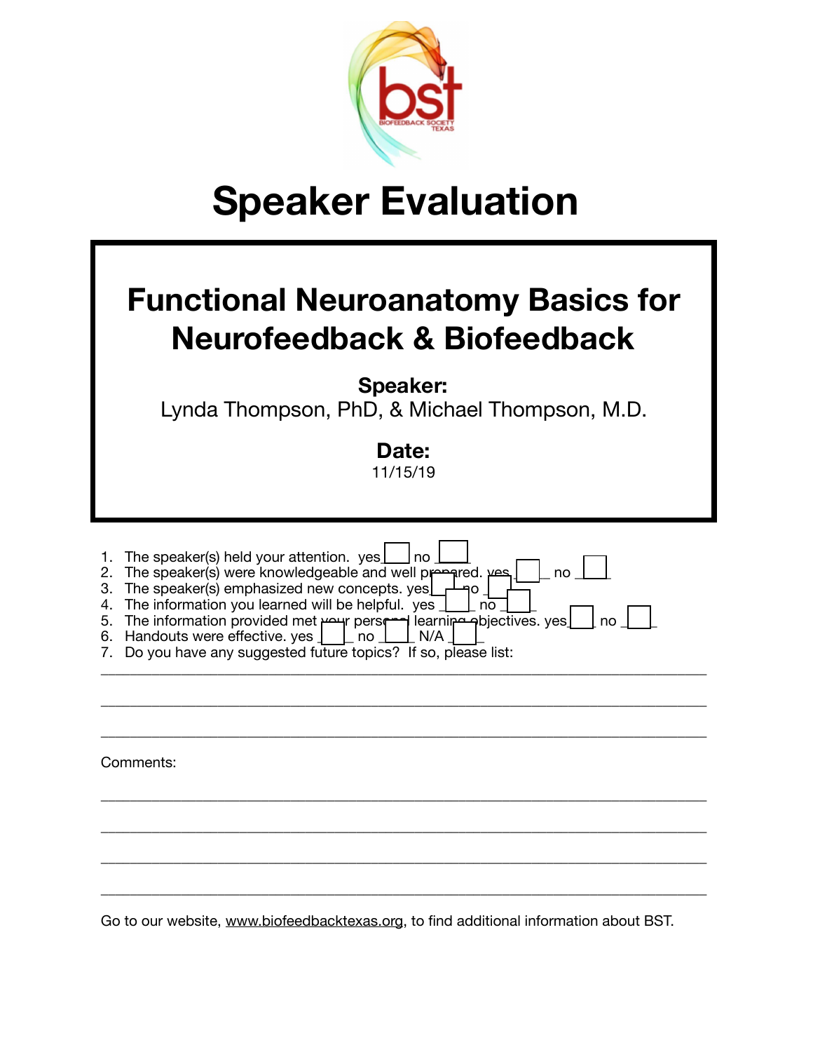# Speaker Evaluation

## Functional Neuroanatomy Basics for Neurofeedback & Biofeedback

**Speaker:**
Lynda Thompson, PhD, & Michael Thompson, M.D.

**Date:**
11/15/19

1. The speaker(s) held your attention. yes ☐ no ☐
2. The speaker(s) were knowledgeable and well prepared. yes ☐ no ☐
3. The speaker(s) emphasized new concepts. yes ☐ no ☐
4. The information you learned will be helpful. yes ☐ no ☐
5. The information provided met your personal learning objectives. yes ☐ no ☐
6. Handouts were effective. yes ☐ no ☐ N/A ☐
7. Do you have any suggested future topics? If so, please list:

______________________________________________________________________

______________________________________________________________________

______________________________________________________________________

Comments:

______________________________________________________________________

______________________________________________________________________

______________________________________________________________________

______________________________________________________________________

Go to our website, www.biofeedbacktexas.org, to find additional information about BST.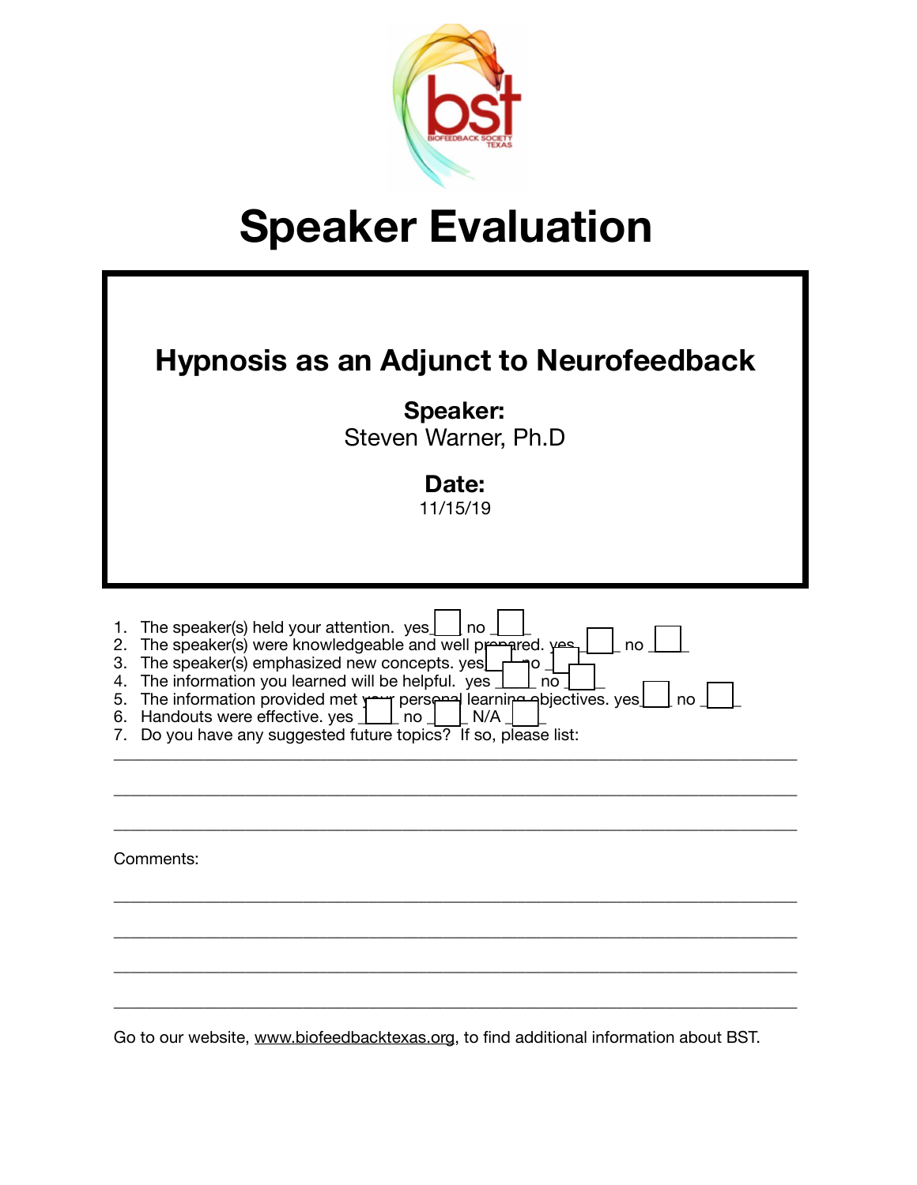# Speaker Evaluation

## Hypnosis as an Adjunct to Neurofeedback

**Speaker:**
Steven Warner, Ph.D

**Date:**
11/15/19

1. The speaker(s) held your attention. yes ☐ no ☐
2. The speaker(s) were knowledgeable and well prepared. yes ☐ no ☐
3. The speaker(s) emphasized new concepts. yes ☐ no ☐
4. The information you learned will be helpful. yes ☐ no ☐
5. The information provided met your personal learning objectives. yes ☐ no ☐
6. Handouts were effective. yes ☐ no ☐ N/A ☐
7. Do you have any suggested future topics? If so, please list:

_______________________________________________________________________________

_______________________________________________________________________________

_______________________________________________________________________________

Comments:

_______________________________________________________________________________

_______________________________________________________________________________

_______________________________________________________________________________

_______________________________________________________________________________

Go to our website, www.biofeedbacktexas.org, to find additional information about BST.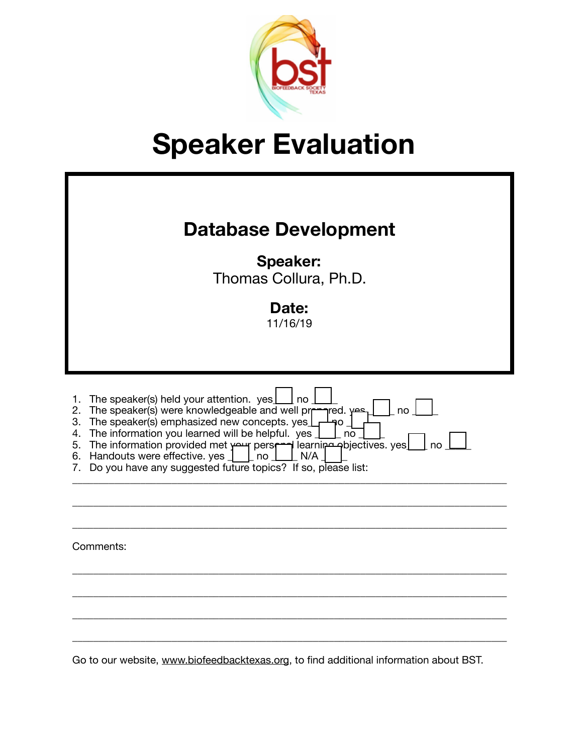# Speaker Evaluation

## Database Development

**Speaker:**
Thomas Collura, Ph.D.

**Date:**
11/16/19

1. The speaker(s) held your attention. yes ☐ no ☐
2. The speaker(s) were knowledgeable and well prepared. yes ☐ no ☐
3. The speaker(s) emphasized new concepts. yes ☐ no ☐
4. The information you learned will be helpful. yes ☐ no ☐
5. The information provided met your personal learning objectives. yes ☐ no ☐
6. Handouts were effective. yes ☐ no ☐ N/A ☐
7. Do you have any suggested future topics? If so, please list:

_______________________________________________________________________________

_______________________________________________________________________________

_______________________________________________________________________________

Comments:

_______________________________________________________________________________

_______________________________________________________________________________

_______________________________________________________________________________

_______________________________________________________________________________

Go to our website, www.biofeedbacktexas.org, to find additional information about BST.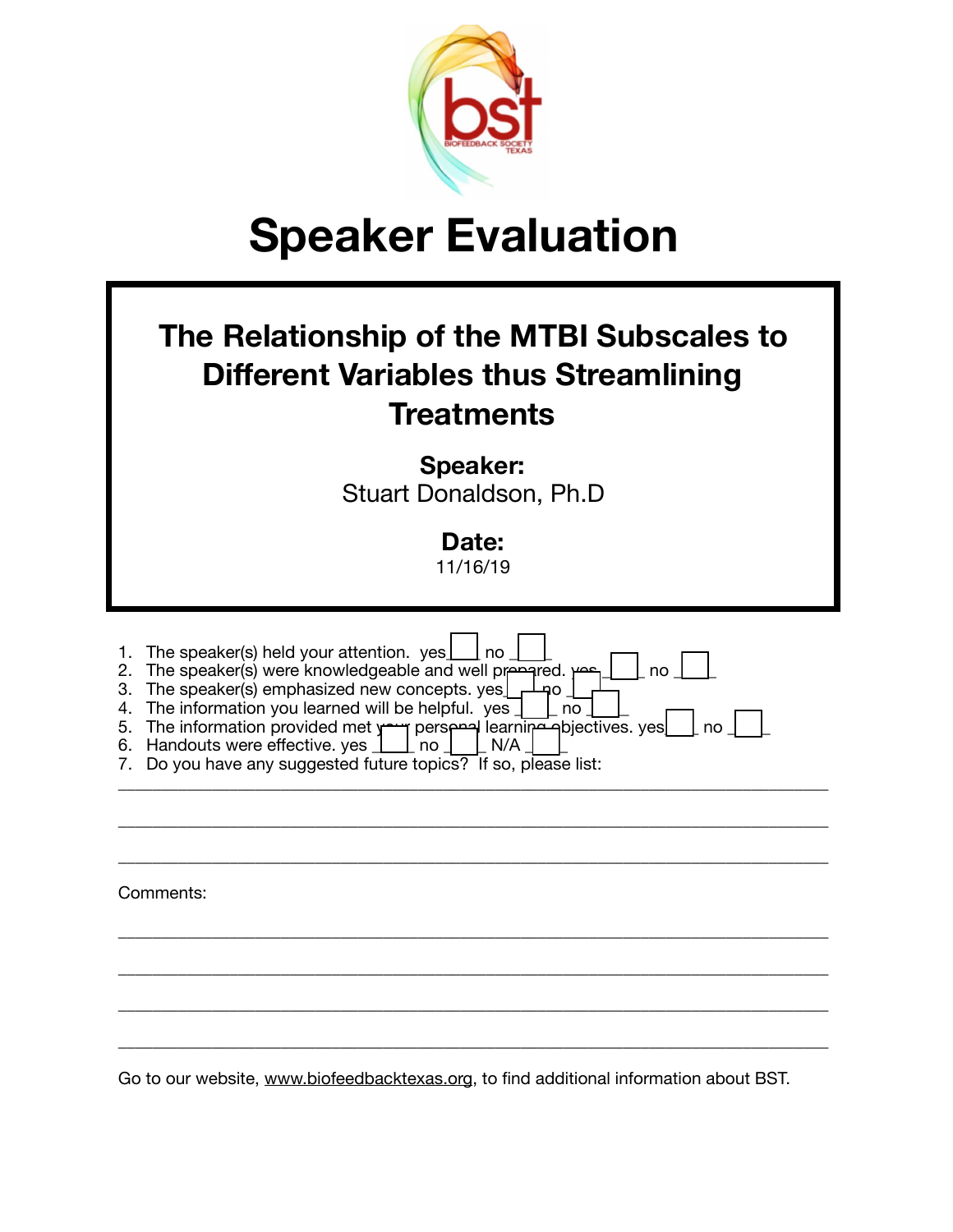# Speaker Evaluation

## The Relationship of the MTBI Subscales to Different Variables thus Streamlining Treatments

**Speaker:**
Stuart Donaldson, Ph.D

**Date:**
11/16/19

1. The speaker(s) held your attention. yes ☐ no ☐
2. The speaker(s) were knowledgeable and well prepared. yes ☐ no ☐
3. The speaker(s) emphasized new concepts. yes ☐ no ☐
4. The information you learned will be helpful. yes ☐ no ☐
5. The information provided met your personal learning objectives. yes ☐ no ☐
6. Handouts were effective. yes ☐ no ☐ N/A ☐
7. Do you have any suggested future topics? If so, please list:

______________________________________________________________________________

______________________________________________________________________________

______________________________________________________________________________

Comments:

______________________________________________________________________________

______________________________________________________________________________

______________________________________________________________________________

______________________________________________________________________________

Go to our website, www.biofeedbacktexas.org, to find additional information about BST.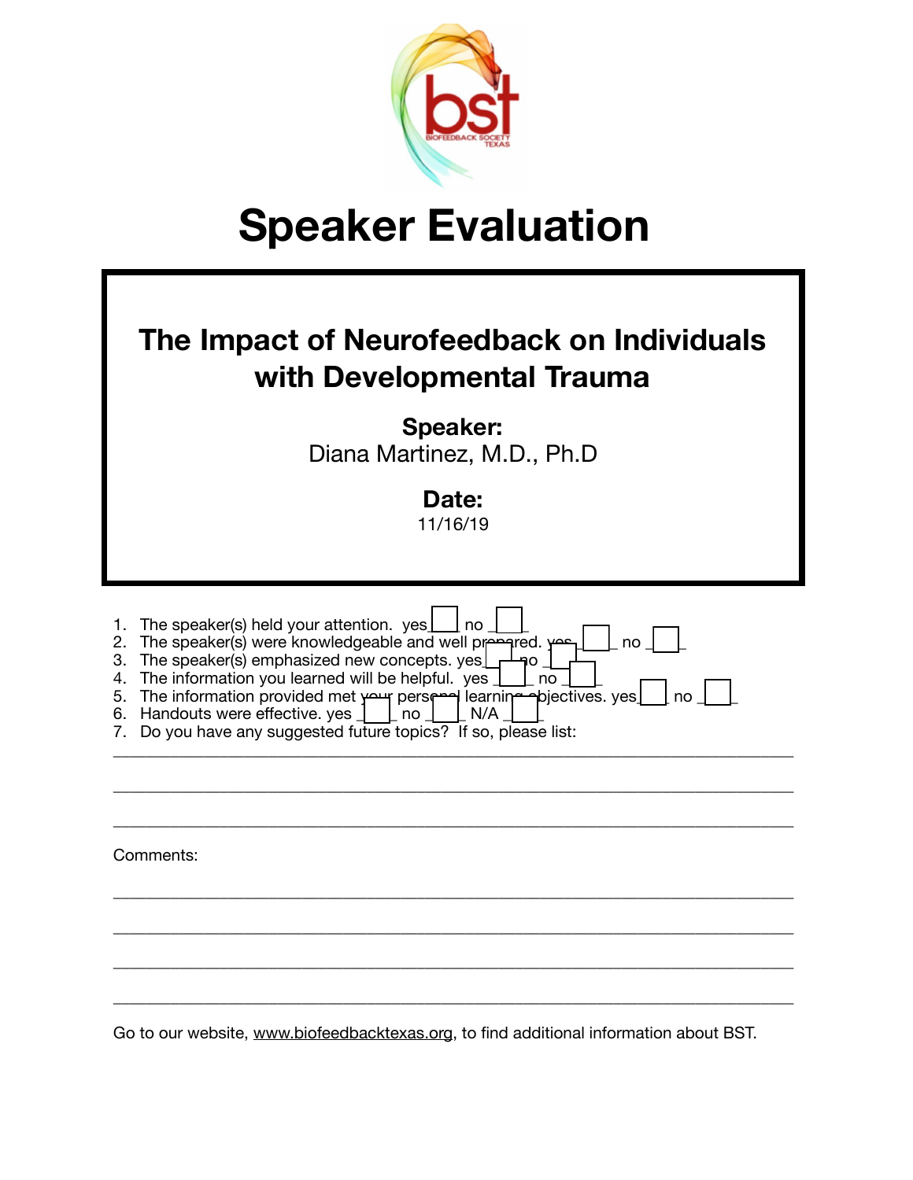# Speaker Evaluation

## The Impact of Neurofeedback on Individuals with Developmental Trauma

**Speaker:**
Diana Martinez, M.D., Ph.D

**Date:**
11/16/19

1. The speaker(s) held your attention. yes ___ no ___
2. The speaker(s) were knowledgeable and well prepared. yes ___ no ___
3. The speaker(s) emphasized new concepts. yes ___ no ___
4. The information you learned will be helpful. yes ___ no ___
5. The information provided met your personal learning objectives. yes ___ no ___
6. Handouts were effective. yes ___ no ___ N/A ___
7. Do you have any suggested future topics? If so, please list:

_______________________________________________________________________________

_______________________________________________________________________________

_______________________________________________________________________________

Comments:

_______________________________________________________________________________

_______________________________________________________________________________

_______________________________________________________________________________

_______________________________________________________________________________

Go to our website, www.biofeedbacktexas.org, to find additional information about BST.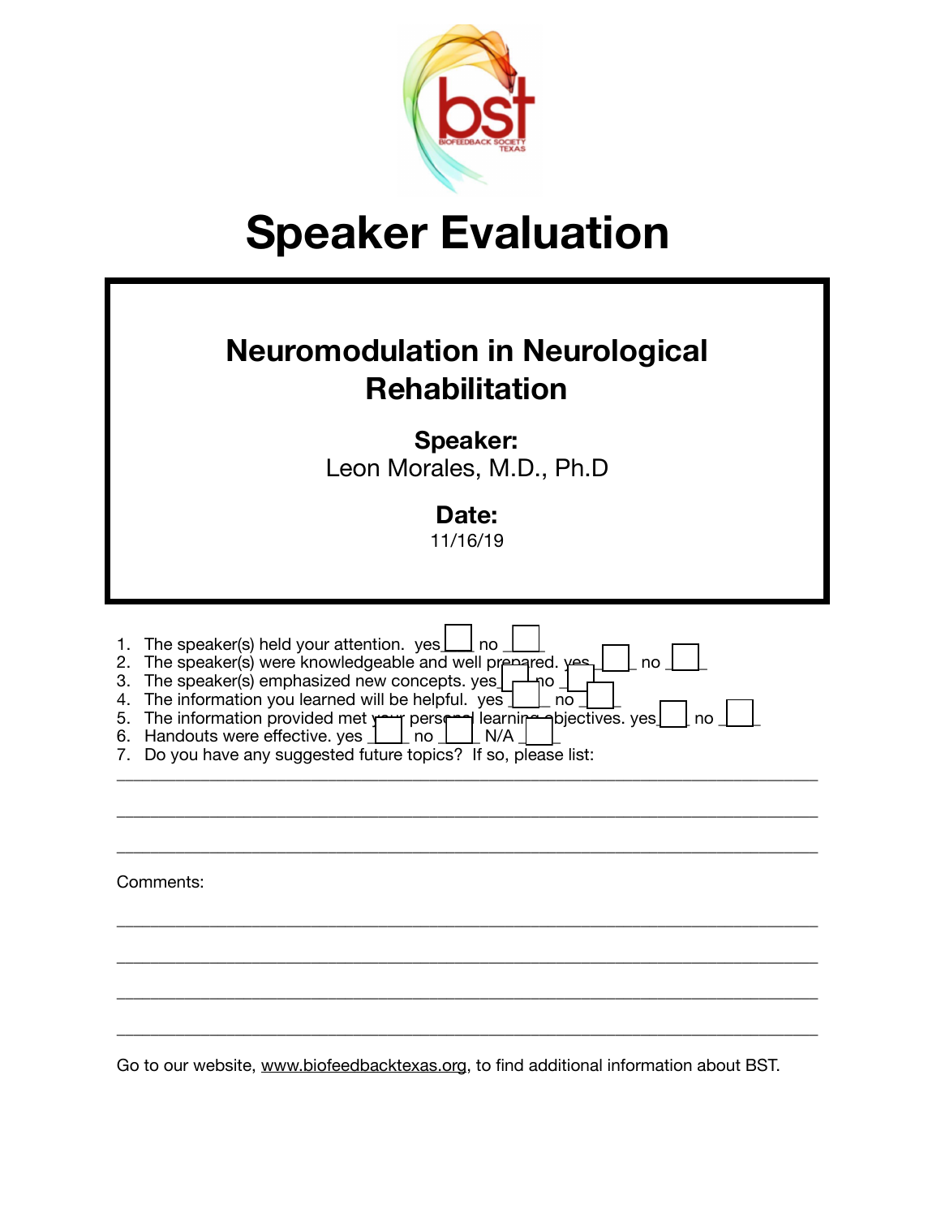# Speaker Evaluation

## Neuromodulation in Neurological Rehabilitation

**Speaker:**
Leon Morales, M.D., Ph.D

**Date:**
11/16/19

1. The speaker(s) held your attention. yes ☐ no ☐
2. The speaker(s) were knowledgeable and well prepared. yes ☐ no ☐
3. The speaker(s) emphasized new concepts. yes ☐ no ☐
4. The information you learned will be helpful. yes ☐ no ☐
5. The information provided met your personal learning objectives. yes ☐ no ☐
6. Handouts were effective. yes ☐ no ☐ N/A ☐
7. Do you have any suggested future topics? If so, please list:

___________________________________________________________________________

___________________________________________________________________________

___________________________________________________________________________

Comments:

___________________________________________________________________________

___________________________________________________________________________

___________________________________________________________________________

___________________________________________________________________________

Go to our website, www.biofeedbacktexas.org, to find additional information about BST.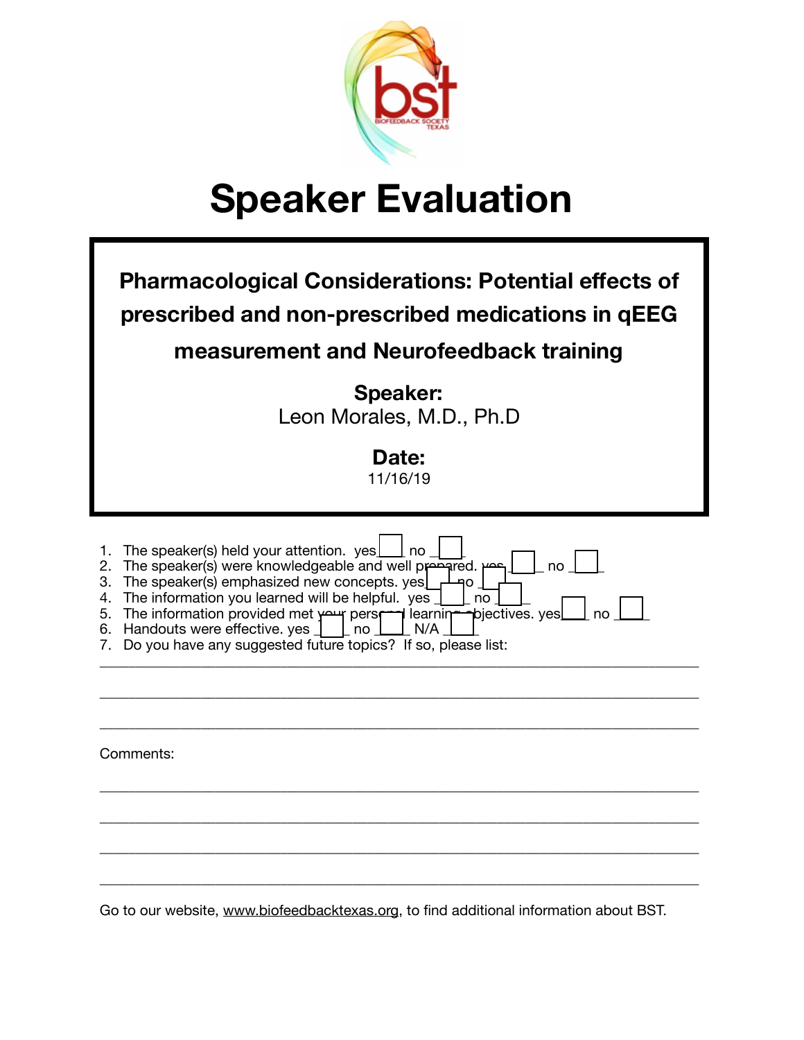# Speaker Evaluation

**Pharmacological Considerations: Potential effects of prescribed and non-prescribed medications in qEEG measurement and Neurofeedback training**

**Speaker:**
Leon Morales, M.D., Ph.D

**Date:**
11/16/19

1. The speaker(s) held your attention. yes ☐ no ☐
2. The speaker(s) were knowledgeable and well prepared. yes ☐ no ☐
3. The speaker(s) emphasized new concepts. yes ☐ no ☐
4. The information you learned will be helpful. yes ☐ no ☐
5. The information provided met your personal learning objectives. yes ☐ no ☐
6. Handouts were effective. yes ☐ no ☐ N/A ☐
7. Do you have any suggested future topics? If so, please list:

_______________________________________________________________________________

_______________________________________________________________________________

_______________________________________________________________________________

Comments:

_______________________________________________________________________________

_______________________________________________________________________________

_______________________________________________________________________________

_______________________________________________________________________________

Go to our website, www.biofeedbacktexas.org, to find additional information about BST.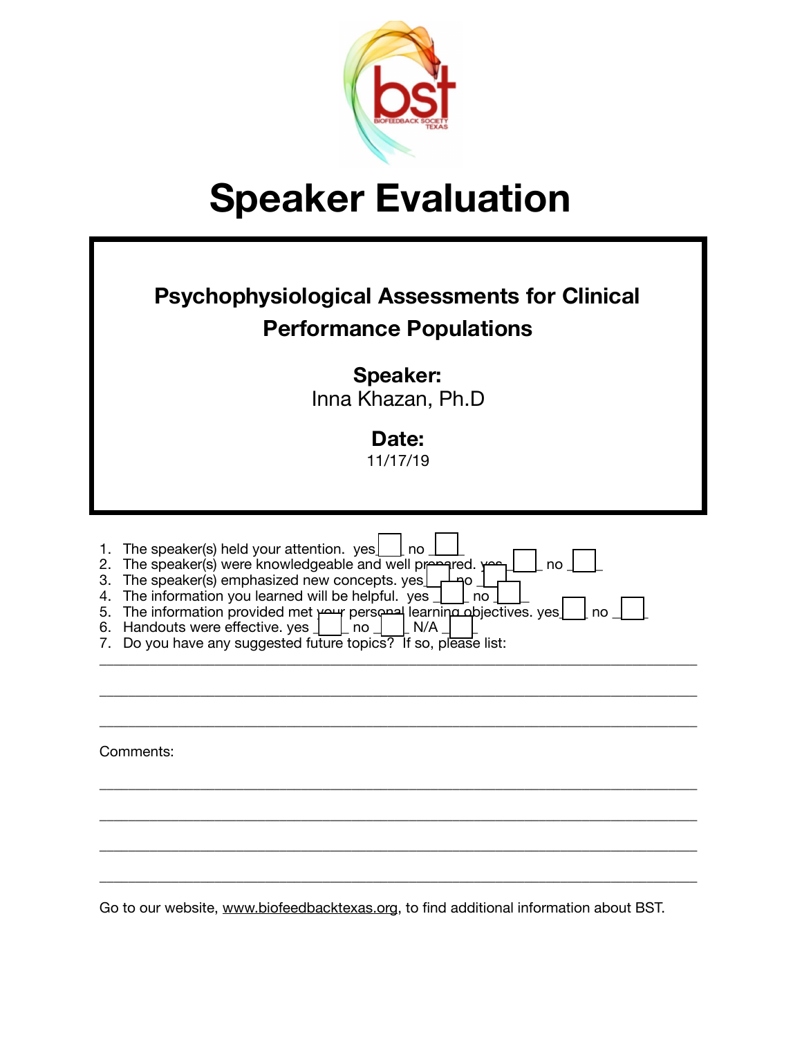# Speaker Evaluation

## Psychophysiological Assessments for Clinical Performance Populations

**Speaker:**
Inna Khazan, Ph.D

**Date:**
11/17/19

1. The speaker(s) held your attention. yes ☐ no ☐
2. The speaker(s) were knowledgeable and well prepared. yes ☐ no ☐
3. The speaker(s) emphasized new concepts. yes ☐ no ☐
4. The information you learned will be helpful. yes ☐ no ☐
5. The information provided met your personal learning objectives. yes ☐ no ☐
6. Handouts were effective. yes ☐ no ☐ N/A ☐
7. Do you have any suggested future topics? If so, please list:

_______________________________________________________________________________

_______________________________________________________________________________

_______________________________________________________________________________

Comments:

_______________________________________________________________________________

_______________________________________________________________________________

_______________________________________________________________________________

_______________________________________________________________________________

Go to our website, www.biofeedbacktexas.org, to find additional information about BST.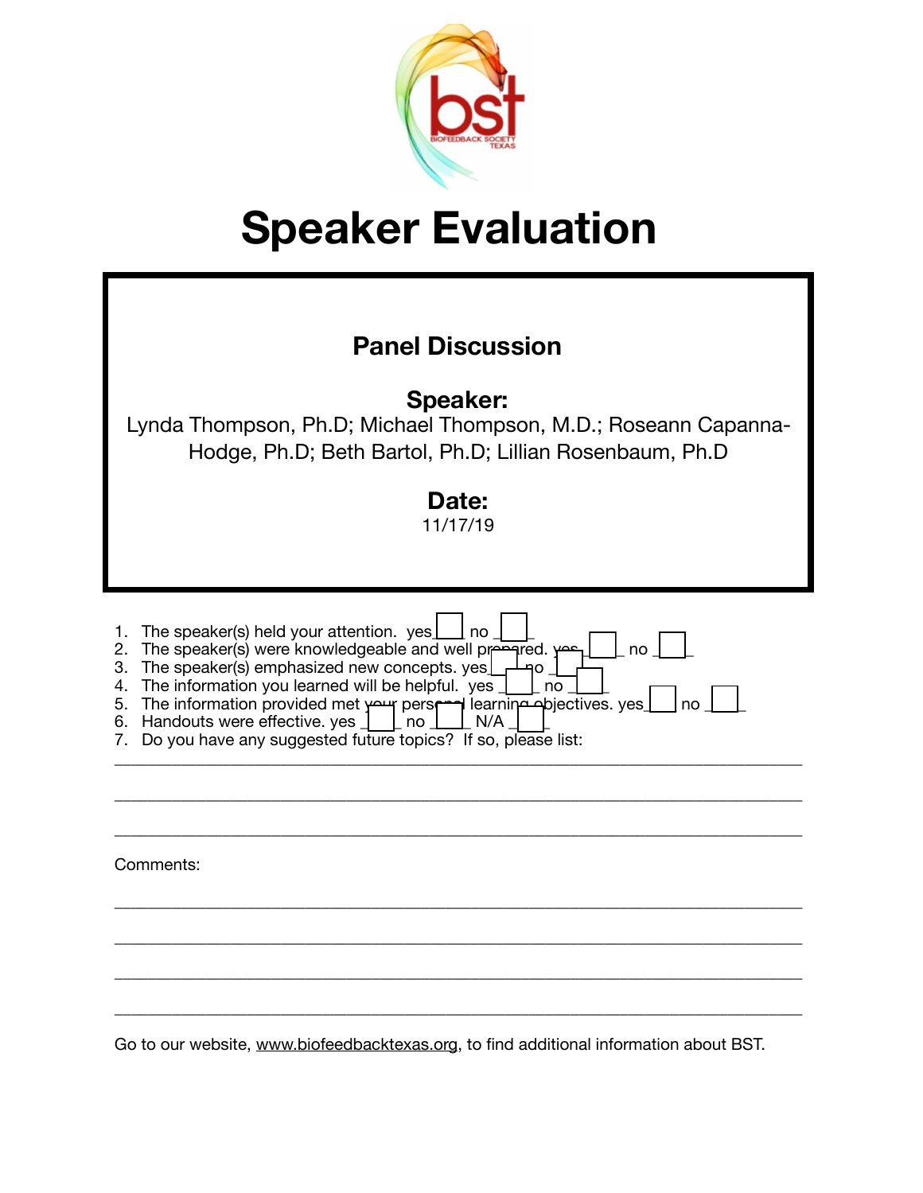# Speaker Evaluation

## Panel Discussion

**Speaker:**

Lynda Thompson, Ph.D; Michael Thompson, M.D.; Roseann Capanna-Hodge, Ph.D; Beth Bartol, Ph.D; Lillian Rosenbaum, Ph.D

**Date:**

11/17/19

1. The speaker(s) held your attention. yes ☐ no ☐
2. The speaker(s) were knowledgeable and well prepared. yes ☐ no ☐
3. The speaker(s) emphasized new concepts. yes ☐ no ☐
4. The information you learned will be helpful. yes ☐ no ☐
5. The information provided met your personal learning objectives. yes ☐ no ☐
6. Handouts were effective. yes ☐ no ☐ N/A ☐
7. Do you have any suggested future topics? If so, please list:

___________________________________________________________________________

___________________________________________________________________________

___________________________________________________________________________

Comments:

___________________________________________________________________________

___________________________________________________________________________

___________________________________________________________________________

___________________________________________________________________________

Go to our website, www.biofeedbacktexas.org, to find additional information about BST.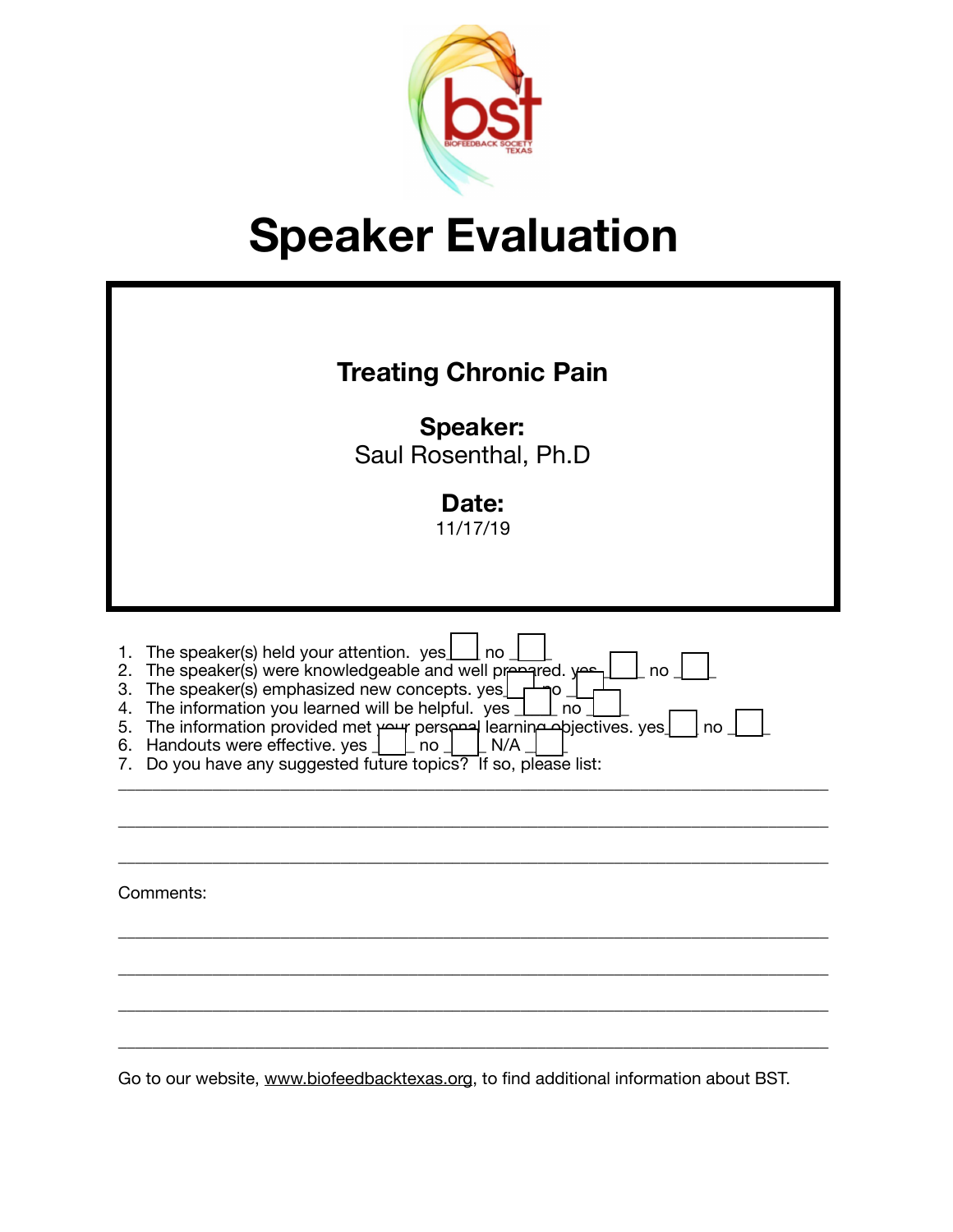# Speaker Evaluation

**Treating Chronic Pain**

**Speaker:**
Saul Rosenthal, Ph.D

**Date:**
11/17/19

1. The speaker(s) held your attention. yes ☐ no ☐
2. The speaker(s) were knowledgeable and well prepared. yes ☐ no ☐
3. The speaker(s) emphasized new concepts. yes ☐ no ☐
4. The information you learned will be helpful. yes ☐ no ☐
5. The information provided met your personal learning objectives. yes ☐ no ☐
6. Handouts were effective. yes ☐ no ☐ N/A ☐
7. Do you have any suggested future topics? If so, please list:

______________________________________________________________________

______________________________________________________________________

______________________________________________________________________

Comments:

______________________________________________________________________

______________________________________________________________________

______________________________________________________________________

______________________________________________________________________

Go to our website, www.biofeedbacktexas.org, to find additional information about BST.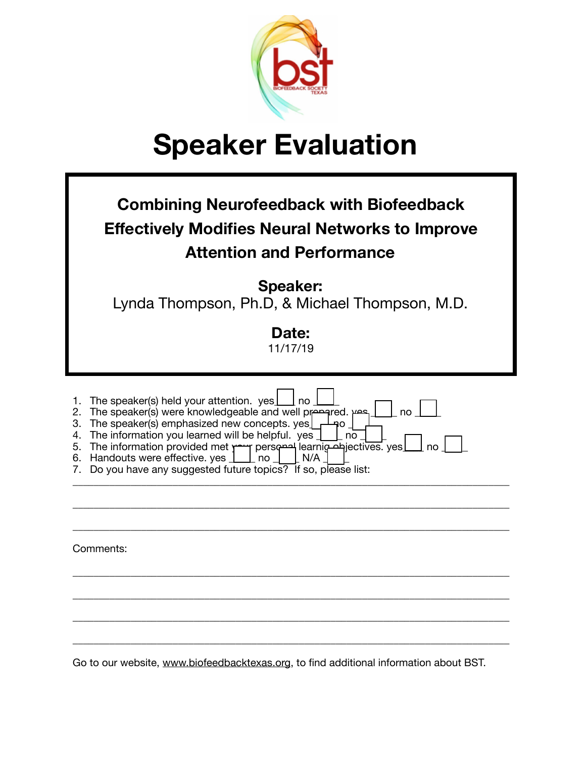# Speaker Evaluation

**Combining Neurofeedback with Biofeedback Effectively Modifies Neural Networks to Improve Attention and Performance**

**Speaker:**
Lynda Thompson, Ph.D, & Michael Thompson, M.D.

**Date:**
11/17/19

1. The speaker(s) held your attention. yes ☐ no ☐
2. The speaker(s) were knowledgeable and well prepared. yes ☐ no ☐
3. The speaker(s) emphasized new concepts. yes ☐ no ☐
4. The information you learned will be helpful. yes ☐ no ☐
5. The information provided met your personal learning objectives. yes ☐ no ☐
6. Handouts were effective. yes ☐ no ☐ N/A ☐
7. Do you have any suggested future topics? If so, please list:

______________________________________________________________________

______________________________________________________________________

______________________________________________________________________

Comments:

______________________________________________________________________

______________________________________________________________________

______________________________________________________________________

______________________________________________________________________

Go to our website, www.biofeedbacktexas.org, to find additional information about BST.